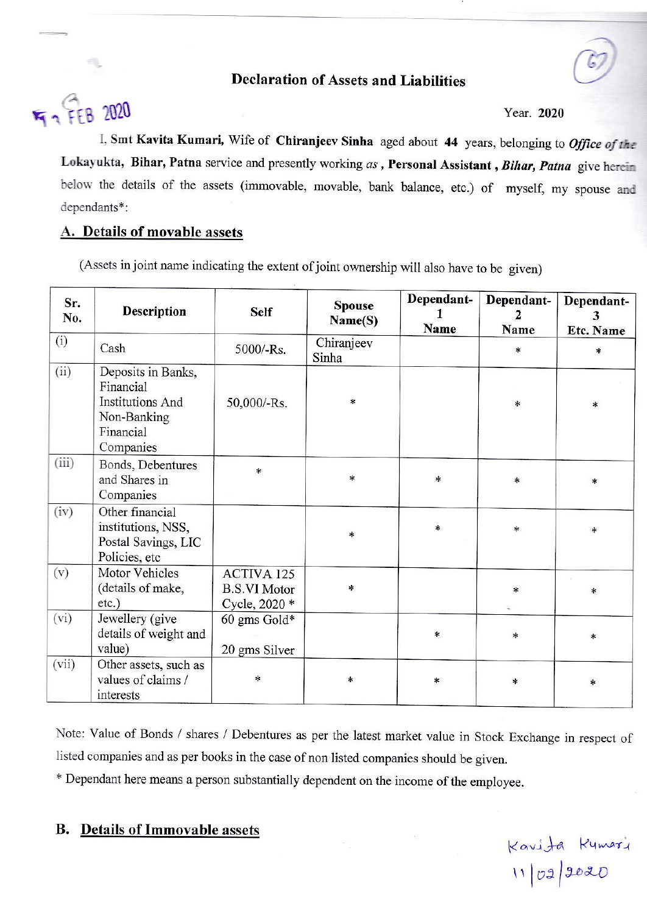## Declaration of Assets and Liabilities

Year. 2020

I, Smt **Kavita Kumari,** Wife of **Chiranjeev Sinha** aged about **44** years, belonging to ***Office of the* Lokayukta, Bihar, Patna** service and presently working *as* , **Personal Assistant , *Bihar, Patna*** give herein below the details of the assets (immovable, movable, bank balance, etc.) of myself, my spouse and dependants*:

## A. Details of movable assets

(Assets in joint name indicating the extent of joint ownership will also have to be given)

| Sr. No. | Description | Self | Spouse Name(S) | Dependant-1 Name | Dependant-2 Name | Dependant-3 Etc. Name |
|---|---|---|---|---|---|---|
| (i) | Cash | 5000/-Rs. | Chiranjeev Sinha | | * | * |
| (ii) | Deposits in Banks, Financial Institutions And Non-Banking Financial Companies | 50,000/-Rs. | * | | * | * |
| (iii) | Bonds, Debentures and Shares in Companies | * | * | * | * | * |
| (iv) | Other financial institutions, NSS, Postal Savings, LIC Policies, etc | | * | * | * | * |
| (v) | Motor Vehicles (details of make, etc.) | ACTIVA 125 B.S.VI Motor Cycle, 2020 * | * | | * | * |
| (vi) | Jewellery (give details of weight and value) | 60 gms Gold* 20 gms Silver | | * | * | * |
| (vii) | Other assets, such as values of claims / interests | * | * | * | * | * |

Note: Value of Bonds / shares / Debentures as per the latest market value in Stock Exchange in respect of listed companies and as per books in the case of non listed companies should be given.

\* Dependant here means a person substantially dependent on the income of the employee.

## B. Details of Immovable assets

Kavita Kumari
11/02/2020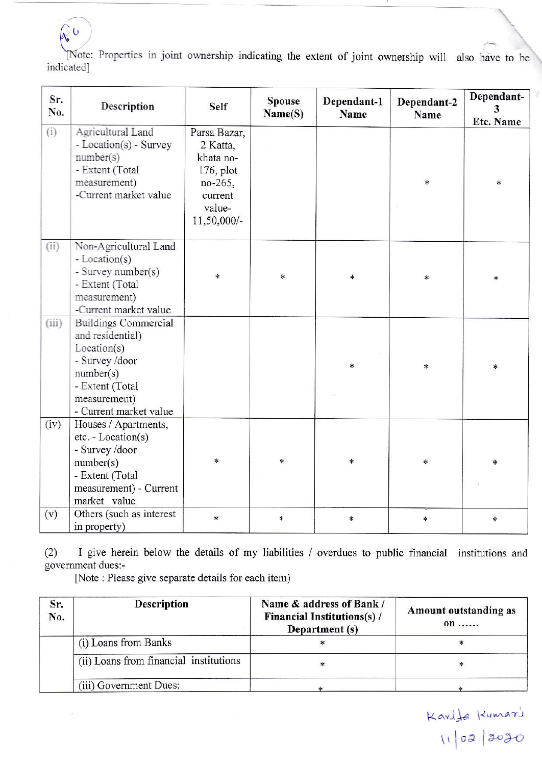[Note: Properties in joint ownership indicating the extent of joint ownership will also have to be indicated]

| Sr. No. | Description | Self | Spouse Name(S) | Dependant-1 Name | Dependant-2 Name | Dependant-3 Etc. Name |
|---|---|---|---|---|---|---|
| (i) | Agricultural Land - Location(s) - Survey number(s) - Extent (Total measurement) -Current market value | Parsa Bazar, 2 Katta, khata no-176, plot no-265, current value- 11,50,000/- | | | * | * |
| (ii) | Non-Agricultural Land - Location(s) - Survey number(s) - Extent (Total measurement) -Current market value | * | * | * | * | * |
| (iii) | Buildings Commercial and residential) Location(s) - Survey /door number(s) - Extent (Total measurement) - Current market value | | | * | * | * |
| (iv) | Houses / Apartments, etc. - Location(s) - Survey /door number(s) - Extent (Total measurement) - Current market value | * | * | * | * | * |
| (v) | Others (such as interest in property) | * | * | * | * | * |

(2) I give herein below the details of my liabilities / overdues to public financial institutions and government dues:-

[Note : Please give separate details for each item)

| Sr. No. | Description | Name & address of Bank / Financial Institutions(s) / Department (s) | Amount outstanding as on ...... |
|---|---|---|---|
| | (i) Loans from Banks | * | * |
| | (ii) Loans from financial institutions | * | * |
| | (iii) Government Dues: | * | * |

Kavita Kumari
11/02/2020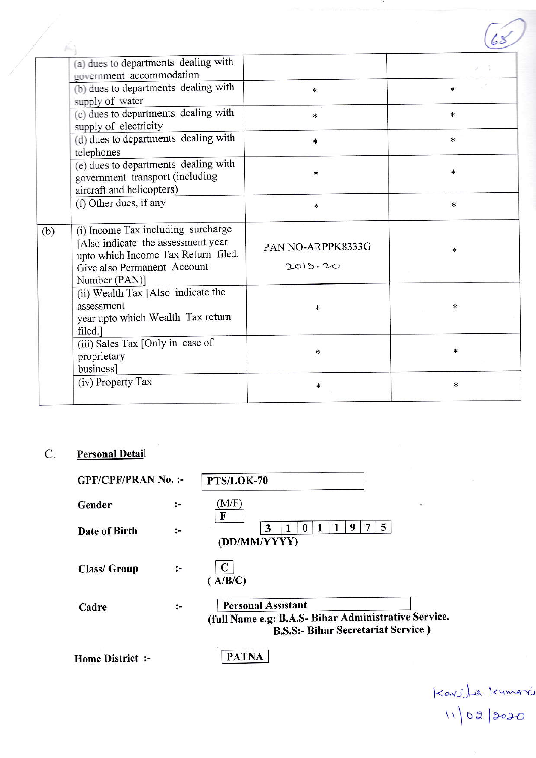|  |  |  |  |
|---|---|---|---|
|  | (a) dues to departments dealing with government accommodation |  |  |
|  | (b) dues to departments dealing with supply of water | * | * |
|  | (c) dues to departments dealing with supply of electricity | * | * |
|  | (d) dues to departments dealing with telephones | * | * |
|  | (e) dues to departments dealing with government transport (including aircraft and helicopters) | * | * |
|  | (f) Other dues, if any | * | * |
| (b) | (i) Income Tax including surcharge [Also indicate the assessment year upto which Income Tax Return filed. Give also Permanent Account Number (PAN)] | PAN NO-ARPPK8333G 2019-20 | * |
|  | (ii) Wealth Tax [Also indicate the assessment year upto which Wealth Tax return filed.] | * | * |
|  | (iii) Sales Tax [Only in case of proprietary business] | * | * |
|  | (iv) Property Tax | * | * |

C. **Personal Detail**

**GPF/CPF/PRAN No. :-** PTS/LOK-70

**Gender :-** (M/F) F

**Date of Birth :-** 31011975 (DD/MM/YYYY)

**Class/ Group :-** C (A/B/C)

**Cadre :-** Personal Assistant
**(full Name e.g: B.A.S- Bihar Administrative Service. B.S.S:- Bihar Secretariat Service )**

**Home District :-** PATNA

Kavita Kumari
11/02/2020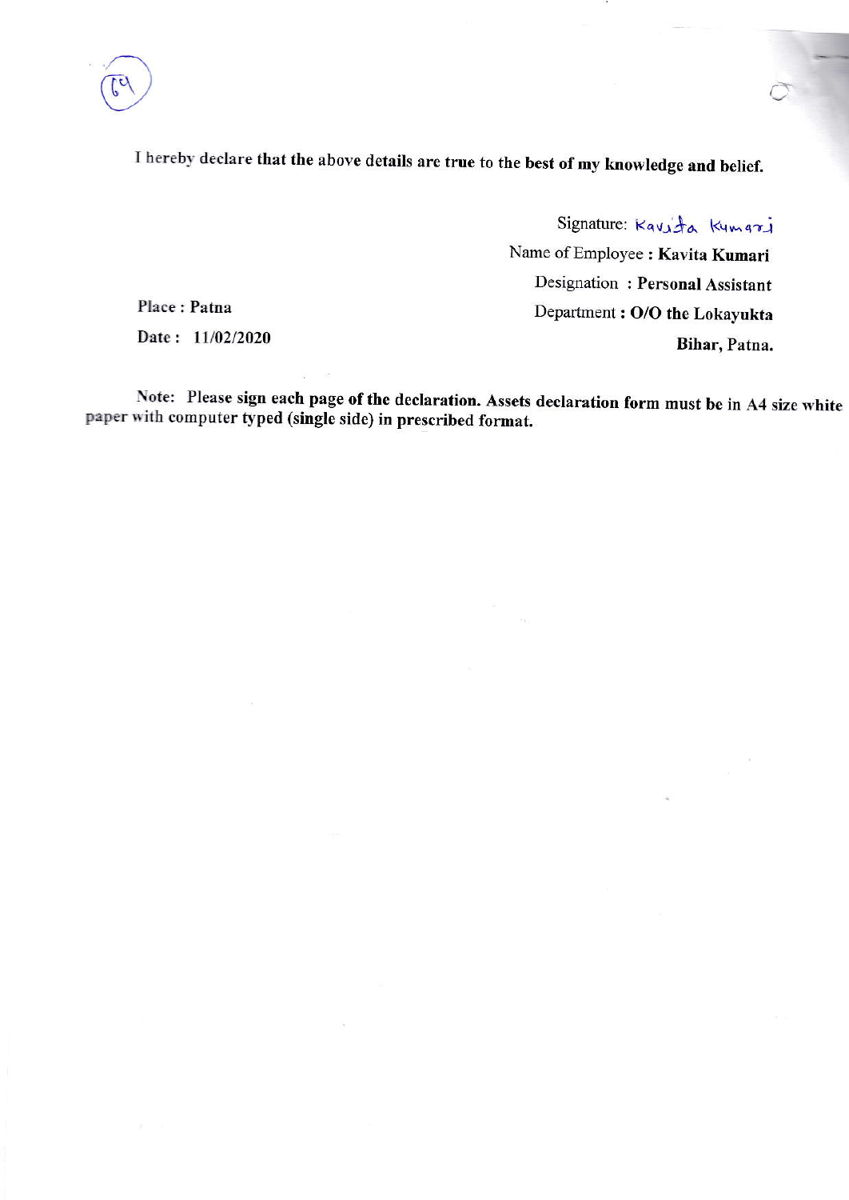I hereby declare that the above details are true to the best of my knowledge and belief.

Signature: Kavita Kumari

Name of Employee : **Kavita Kumari**

Designation : **Personal Assistant**

Department : **O/O the Lokayukta Bihar**, Patna.

Place : Patna

Date : 11/02/2020

Note: Please **sign each page of the declaration. Assets declaration form must be** in **A4 size white** paper with **computer typed (single side) in prescribed format.**